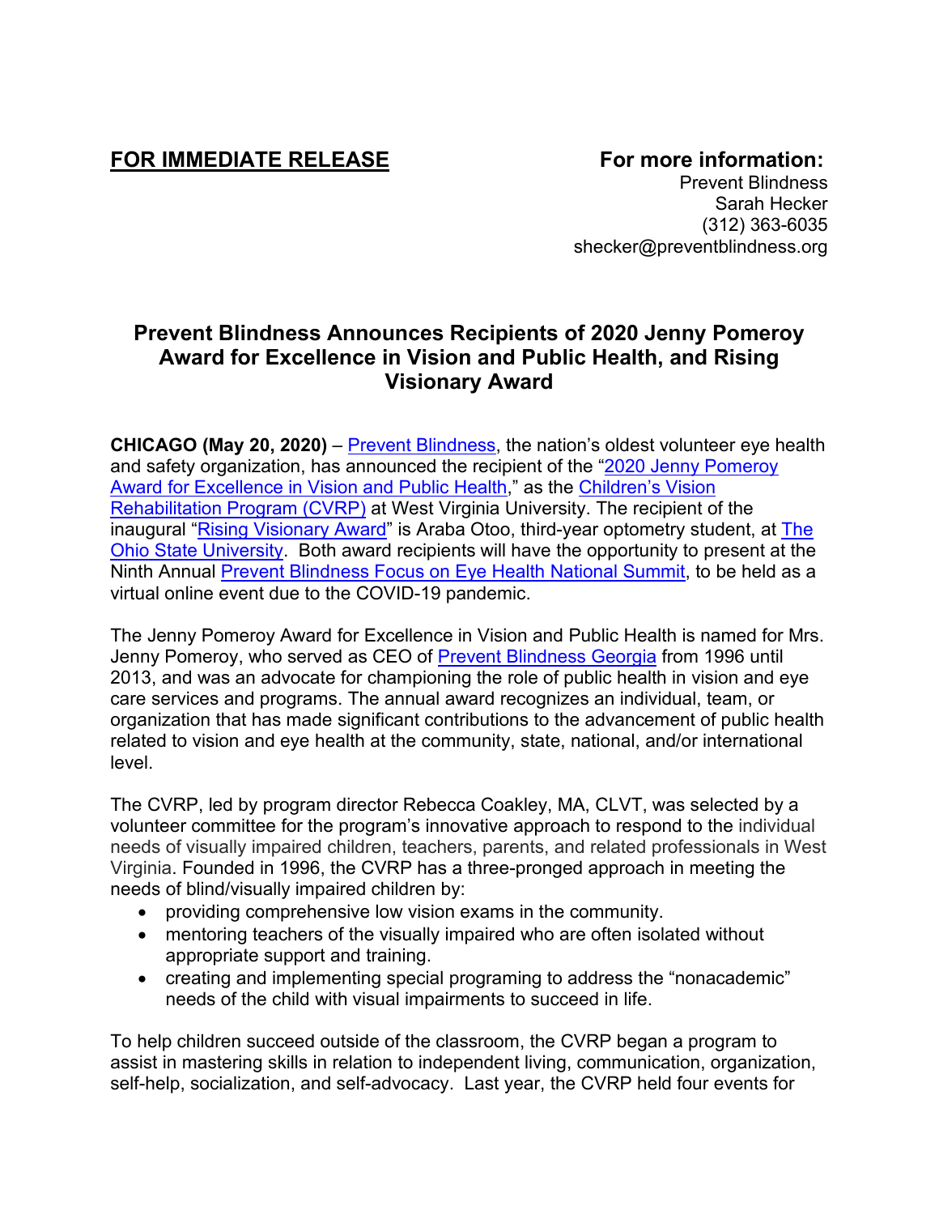**FOR IMMEDIATE RELEASE**

**For more information:**
Prevent Blindness
Sarah Hecker
(312) 363-6035
shecker@preventblindness.org

## Prevent Blindness Announces Recipients of 2020 Jenny Pomeroy Award for Excellence in Vision and Public Health, and Rising Visionary Award

**CHICAGO (May 20, 2020)** – Prevent Blindness, the nation's oldest volunteer eye health and safety organization, has announced the recipient of the "2020 Jenny Pomeroy Award for Excellence in Vision and Public Health," as the Children's Vision Rehabilitation Program (CVRP) at West Virginia University. The recipient of the inaugural "Rising Visionary Award" is Araba Otoo, third-year optometry student, at The Ohio State University. Both award recipients will have the opportunity to present at the Ninth Annual Prevent Blindness Focus on Eye Health National Summit, to be held as a virtual online event due to the COVID-19 pandemic.

The Jenny Pomeroy Award for Excellence in Vision and Public Health is named for Mrs. Jenny Pomeroy, who served as CEO of Prevent Blindness Georgia from 1996 until 2013, and was an advocate for championing the role of public health in vision and eye care services and programs. The annual award recognizes an individual, team, or organization that has made significant contributions to the advancement of public health related to vision and eye health at the community, state, national, and/or international level.

The CVRP, led by program director Rebecca Coakley, MA, CLVT, was selected by a volunteer committee for the program's innovative approach to respond to the individual needs of visually impaired children, teachers, parents, and related professionals in West Virginia. Founded in 1996, the CVRP has a three-pronged approach in meeting the needs of blind/visually impaired children by:

- providing comprehensive low vision exams in the community.
- mentoring teachers of the visually impaired who are often isolated without appropriate support and training.
- creating and implementing special programing to address the "nonacademic" needs of the child with visual impairments to succeed in life.

To help children succeed outside of the classroom, the CVRP began a program to assist in mastering skills in relation to independent living, communication, organization, self-help, socialization, and self-advocacy. Last year, the CVRP held four events for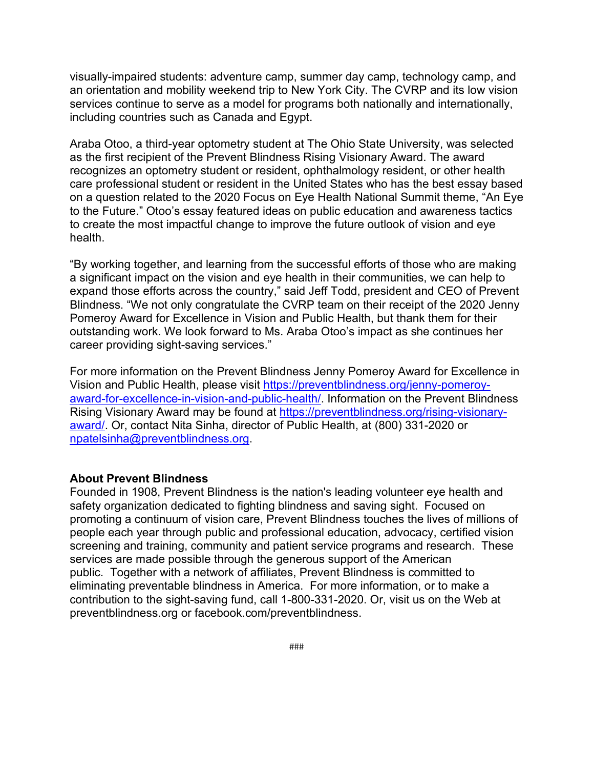visually-impaired students: adventure camp, summer day camp, technology camp, and an orientation and mobility weekend trip to New York City. The CVRP and its low vision services continue to serve as a model for programs both nationally and internationally, including countries such as Canada and Egypt.

Araba Otoo, a third-year optometry student at The Ohio State University, was selected as the first recipient of the Prevent Blindness Rising Visionary Award. The award recognizes an optometry student or resident, ophthalmology resident, or other health care professional student or resident in the United States who has the best essay based on a question related to the 2020 Focus on Eye Health National Summit theme, "An Eye to the Future." Otoo's essay featured ideas on public education and awareness tactics to create the most impactful change to improve the future outlook of vision and eye health.

"By working together, and learning from the successful efforts of those who are making a significant impact on the vision and eye health in their communities, we can help to expand those efforts across the country," said Jeff Todd, president and CEO of Prevent Blindness. "We not only congratulate the CVRP team on their receipt of the 2020 Jenny Pomeroy Award for Excellence in Vision and Public Health, but thank them for their outstanding work. We look forward to Ms. Araba Otoo's impact as she continues her career providing sight-saving services."

For more information on the Prevent Blindness Jenny Pomeroy Award for Excellence in Vision and Public Health, please visit https://preventblindness.org/jenny-pomeroy-award-for-excellence-in-vision-and-public-health/. Information on the Prevent Blindness Rising Visionary Award may be found at https://preventblindness.org/rising-visionary-award/. Or, contact Nita Sinha, director of Public Health, at (800) 331-2020 or npatelsinha@preventblindness.org.

**About Prevent Blindness**

Founded in 1908, Prevent Blindness is the nation's leading volunteer eye health and safety organization dedicated to fighting blindness and saving sight. Focused on promoting a continuum of vision care, Prevent Blindness touches the lives of millions of people each year through public and professional education, advocacy, certified vision screening and training, community and patient service programs and research. These services are made possible through the generous support of the American public. Together with a network of affiliates, Prevent Blindness is committed to eliminating preventable blindness in America. For more information, or to make a contribution to the sight-saving fund, call 1-800-331-2020. Or, visit us on the Web at preventblindness.org or facebook.com/preventblindness.

###